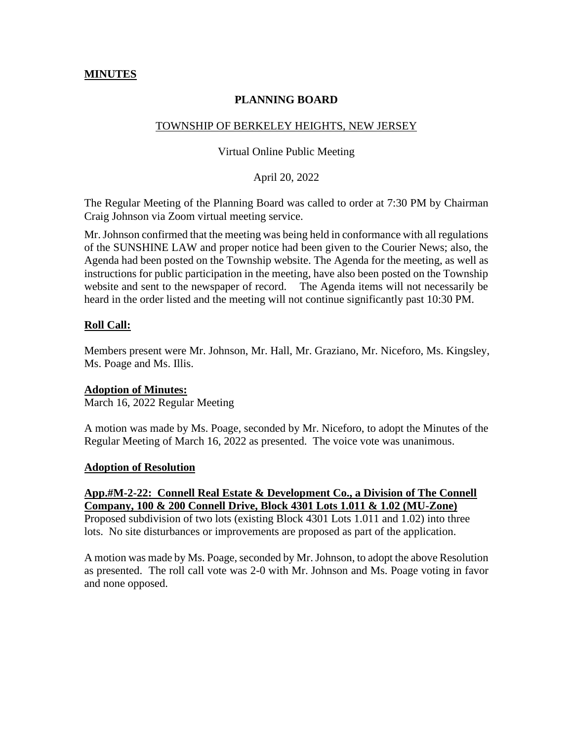**MINUTES**

**PLANNING BOARD**

TOWNSHIP OF BERKELEY HEIGHTS, NEW JERSEY

Virtual Online Public Meeting

April 20, 2022

The Regular Meeting of the Planning Board was called to order at 7:30 PM by Chairman Craig Johnson via Zoom virtual meeting service.

Mr. Johnson confirmed that the meeting was being held in conformance with all regulations of the SUNSHINE LAW and proper notice had been given to the Courier News; also, the Agenda had been posted on the Township website. The Agenda for the meeting, as well as instructions for public participation in the meeting, have also been posted on the Township website and sent to the newspaper of record. The Agenda items will not necessarily be heard in the order listed and the meeting will not continue significantly past 10:30 PM.

**Roll Call:**

Members present were Mr. Johnson, Mr. Hall, Mr. Graziano, Mr. Niceforo, Ms. Kingsley, Ms. Poage and Ms. Illis.

**Adoption of Minutes:**
March 16, 2022 Regular Meeting

A motion was made by Ms. Poage, seconded by Mr. Niceforo, to adopt the Minutes of the Regular Meeting of March 16, 2022 as presented. The voice vote was unanimous.

**Adoption of Resolution**

**App.#M-2-22: Connell Real Estate & Development Co., a Division of The Connell Company, 100 & 200 Connell Drive, Block 4301 Lots 1.011 & 1.02 (MU-Zone)**
Proposed subdivision of two lots (existing Block 4301 Lots 1.011 and 1.02) into three lots. No site disturbances or improvements are proposed as part of the application.

A motion was made by Ms. Poage, seconded by Mr. Johnson, to adopt the above Resolution as presented. The roll call vote was 2-0 with Mr. Johnson and Ms. Poage voting in favor and none opposed.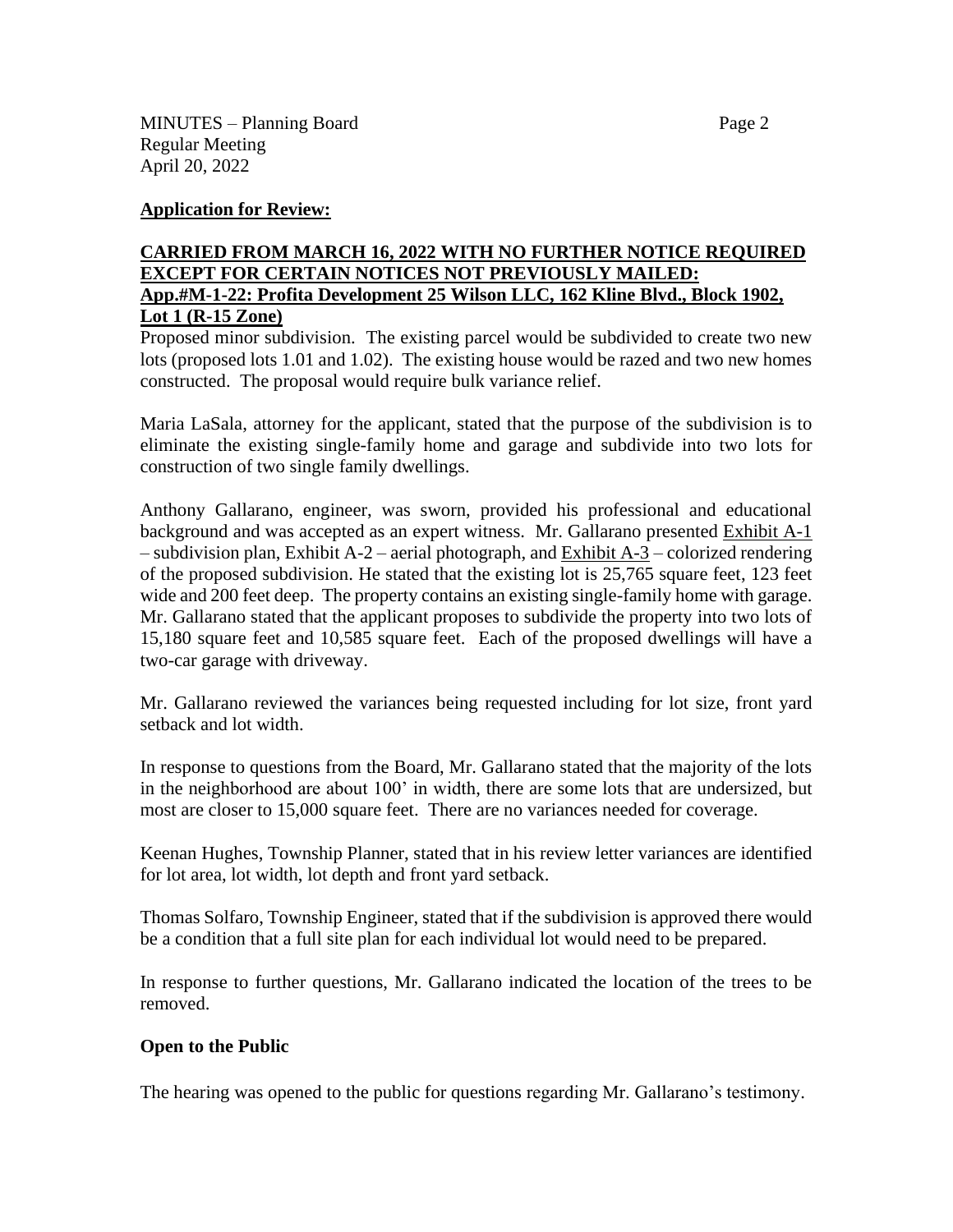## Application for Review:

**CARRIED FROM MARCH 16, 2022 WITH NO FURTHER NOTICE REQUIRED EXCEPT FOR CERTAIN NOTICES NOT PREVIOUSLY MAILED:**
**App.#M-1-22: Profita Development 25 Wilson LLC, 162 Kline Blvd., Block 1902, Lot 1 (R-15 Zone)**

Proposed minor subdivision. The existing parcel would be subdivided to create two new lots (proposed lots 1.01 and 1.02). The existing house would be razed and two new homes constructed. The proposal would require bulk variance relief.

Maria LaSala, attorney for the applicant, stated that the purpose of the subdivision is to eliminate the existing single-family home and garage and subdivide into two lots for construction of two single family dwellings.

Anthony Gallarano, engineer, was sworn, provided his professional and educational background and was accepted as an expert witness. Mr. Gallarano presented Exhibit A-1 – subdivision plan, Exhibit A-2 – aerial photograph, and Exhibit A-3 – colorized rendering of the proposed subdivision. He stated that the existing lot is 25,765 square feet, 123 feet wide and 200 feet deep. The property contains an existing single-family home with garage. Mr. Gallarano stated that the applicant proposes to subdivide the property into two lots of 15,180 square feet and 10,585 square feet. Each of the proposed dwellings will have a two-car garage with driveway.

Mr. Gallarano reviewed the variances being requested including for lot size, front yard setback and lot width.

In response to questions from the Board, Mr. Gallarano stated that the majority of the lots in the neighborhood are about 100' in width, there are some lots that are undersized, but most are closer to 15,000 square feet. There are no variances needed for coverage.

Keenan Hughes, Township Planner, stated that in his review letter variances are identified for lot area, lot width, lot depth and front yard setback.

Thomas Solfaro, Township Engineer, stated that if the subdivision is approved there would be a condition that a full site plan for each individual lot would need to be prepared.

In response to further questions, Mr. Gallarano indicated the location of the trees to be removed.

### Open to the Public

The hearing was opened to the public for questions regarding Mr. Gallarano's testimony.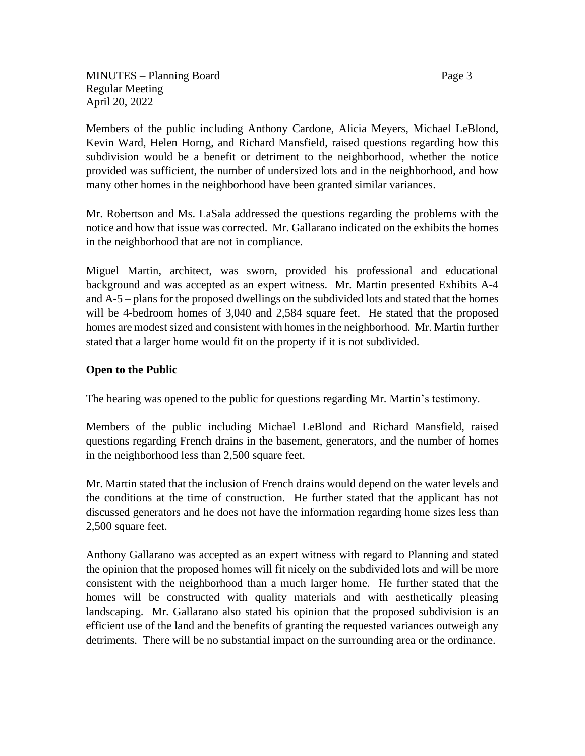Members of the public including Anthony Cardone, Alicia Meyers, Michael LeBlond, Kevin Ward, Helen Horng, and Richard Mansfield, raised questions regarding how this subdivision would be a benefit or detriment to the neighborhood, whether the notice provided was sufficient, the number of undersized lots and in the neighborhood, and how many other homes in the neighborhood have been granted similar variances.

Mr. Robertson and Ms. LaSala addressed the questions regarding the problems with the notice and how that issue was corrected. Mr. Gallarano indicated on the exhibits the homes in the neighborhood that are not in compliance.

Miguel Martin, architect, was sworn, provided his professional and educational background and was accepted as an expert witness. Mr. Martin presented Exhibits A-4 and A-5 – plans for the proposed dwellings on the subdivided lots and stated that the homes will be 4-bedroom homes of 3,040 and 2,584 square feet. He stated that the proposed homes are modest sized and consistent with homes in the neighborhood. Mr. Martin further stated that a larger home would fit on the property if it is not subdivided.

**Open to the Public**

The hearing was opened to the public for questions regarding Mr. Martin's testimony.

Members of the public including Michael LeBlond and Richard Mansfield, raised questions regarding French drains in the basement, generators, and the number of homes in the neighborhood less than 2,500 square feet.

Mr. Martin stated that the inclusion of French drains would depend on the water levels and the conditions at the time of construction. He further stated that the applicant has not discussed generators and he does not have the information regarding home sizes less than 2,500 square feet.

Anthony Gallarano was accepted as an expert witness with regard to Planning and stated the opinion that the proposed homes will fit nicely on the subdivided lots and will be more consistent with the neighborhood than a much larger home. He further stated that the homes will be constructed with quality materials and with aesthetically pleasing landscaping. Mr. Gallarano also stated his opinion that the proposed subdivision is an efficient use of the land and the benefits of granting the requested variances outweigh any detriments. There will be no substantial impact on the surrounding area or the ordinance.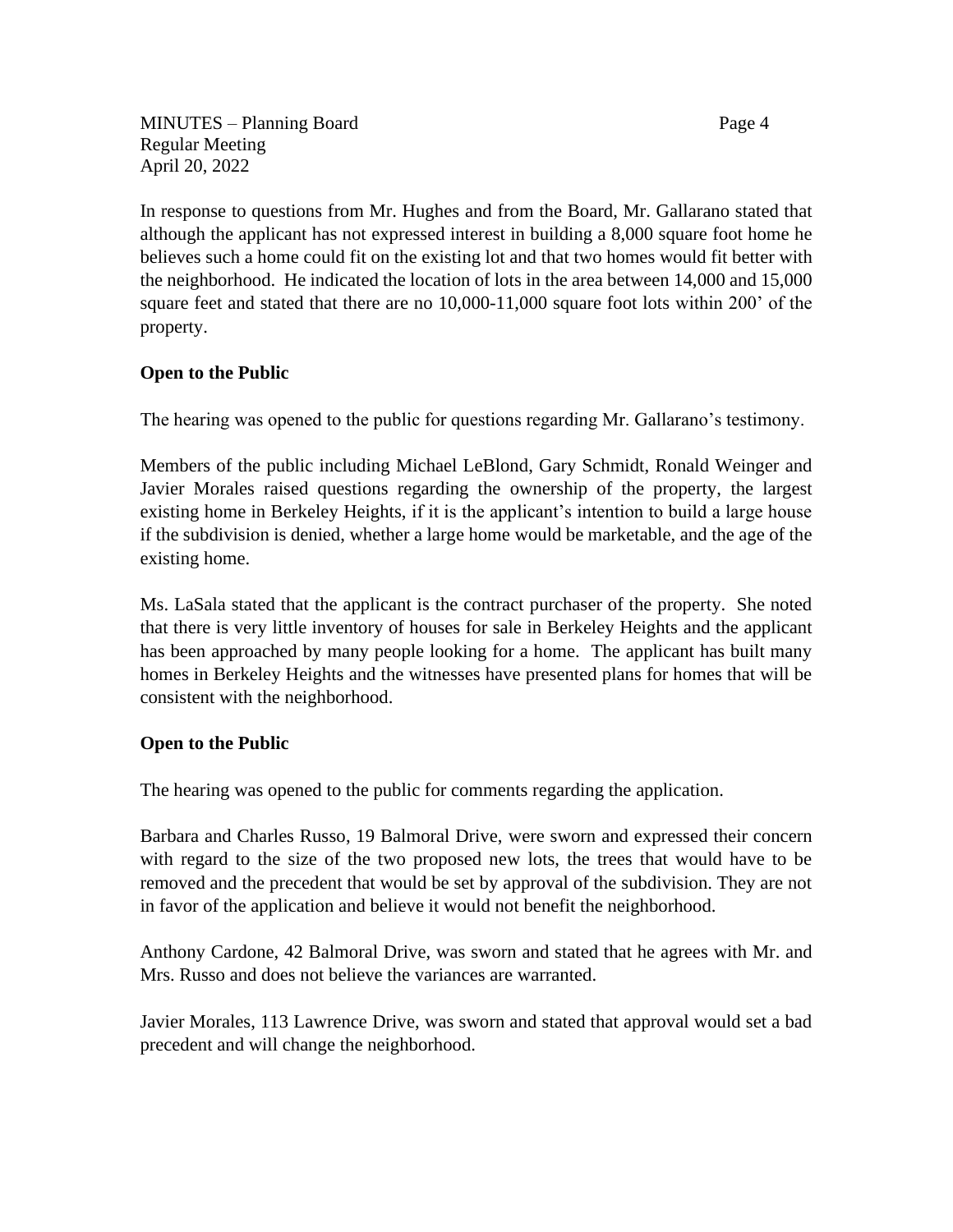In response to questions from Mr. Hughes and from the Board, Mr. Gallarano stated that although the applicant has not expressed interest in building a 8,000 square foot home he believes such a home could fit on the existing lot and that two homes would fit better with the neighborhood. He indicated the location of lots in the area between 14,000 and 15,000 square feet and stated that there are no 10,000-11,000 square foot lots within 200' of the property.

**Open to the Public**

The hearing was opened to the public for questions regarding Mr. Gallarano's testimony.

Members of the public including Michael LeBlond, Gary Schmidt, Ronald Weinger and Javier Morales raised questions regarding the ownership of the property, the largest existing home in Berkeley Heights, if it is the applicant's intention to build a large house if the subdivision is denied, whether a large home would be marketable, and the age of the existing home.

Ms. LaSala stated that the applicant is the contract purchaser of the property. She noted that there is very little inventory of houses for sale in Berkeley Heights and the applicant has been approached by many people looking for a home. The applicant has built many homes in Berkeley Heights and the witnesses have presented plans for homes that will be consistent with the neighborhood.

**Open to the Public**

The hearing was opened to the public for comments regarding the application.

Barbara and Charles Russo, 19 Balmoral Drive, were sworn and expressed their concern with regard to the size of the two proposed new lots, the trees that would have to be removed and the precedent that would be set by approval of the subdivision. They are not in favor of the application and believe it would not benefit the neighborhood.

Anthony Cardone, 42 Balmoral Drive, was sworn and stated that he agrees with Mr. and Mrs. Russo and does not believe the variances are warranted.

Javier Morales, 113 Lawrence Drive, was sworn and stated that approval would set a bad precedent and will change the neighborhood.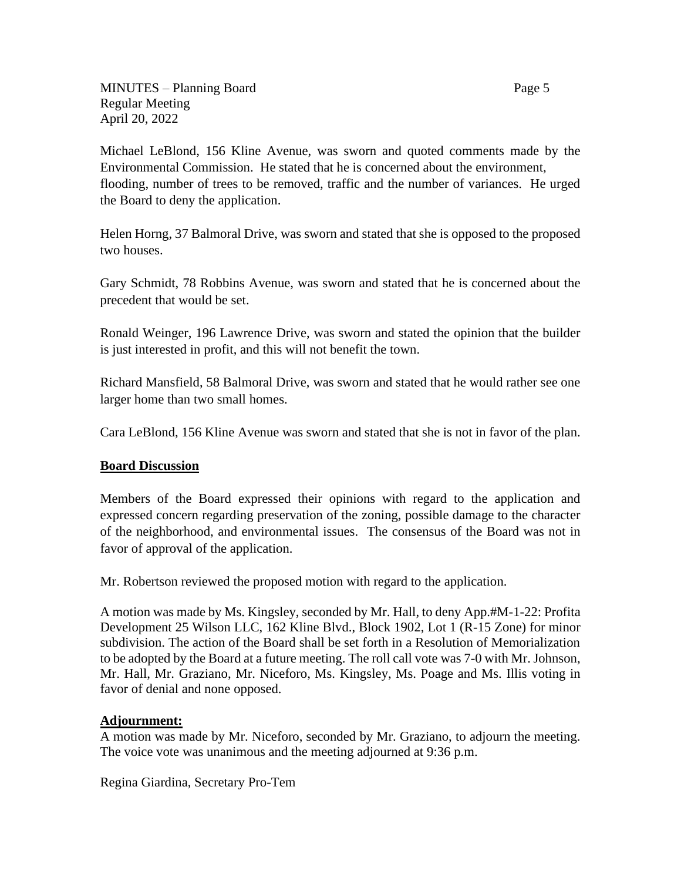Michael LeBlond, 156 Kline Avenue, was sworn and quoted comments made by the Environmental Commission. He stated that he is concerned about the environment, flooding, number of trees to be removed, traffic and the number of variances. He urged the Board to deny the application.

Helen Horng, 37 Balmoral Drive, was sworn and stated that she is opposed to the proposed two houses.

Gary Schmidt, 78 Robbins Avenue, was sworn and stated that he is concerned about the precedent that would be set.

Ronald Weinger, 196 Lawrence Drive, was sworn and stated the opinion that the builder is just interested in profit, and this will not benefit the town.

Richard Mansfield, 58 Balmoral Drive, was sworn and stated that he would rather see one larger home than two small homes.

Cara LeBlond, 156 Kline Avenue was sworn and stated that she is not in favor of the plan.

## Board Discussion

Members of the Board expressed their opinions with regard to the application and expressed concern regarding preservation of the zoning, possible damage to the character of the neighborhood, and environmental issues. The consensus of the Board was not in favor of approval of the application.

Mr. Robertson reviewed the proposed motion with regard to the application.

A motion was made by Ms. Kingsley, seconded by Mr. Hall, to deny App.#M-1-22: Profita Development 25 Wilson LLC, 162 Kline Blvd., Block 1902, Lot 1 (R-15 Zone) for minor subdivision. The action of the Board shall be set forth in a Resolution of Memorialization to be adopted by the Board at a future meeting. The roll call vote was 7-0 with Mr. Johnson, Mr. Hall, Mr. Graziano, Mr. Niceforo, Ms. Kingsley, Ms. Poage and Ms. Illis voting in favor of denial and none opposed.

## Adjournment:

A motion was made by Mr. Niceforo, seconded by Mr. Graziano, to adjourn the meeting. The voice vote was unanimous and the meeting adjourned at 9:36 p.m.

Regina Giardina, Secretary Pro-Tem